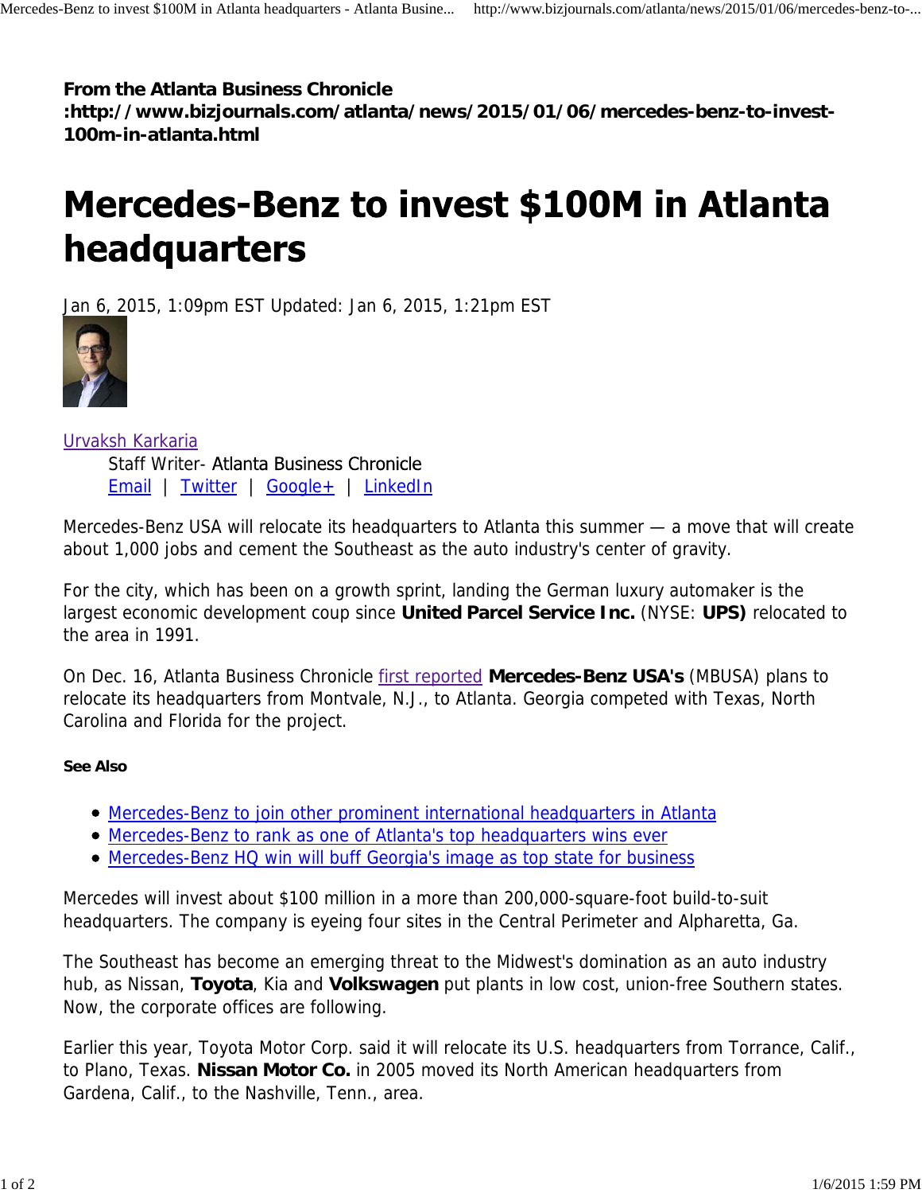**From the Atlanta Business Chronicle :http://www.bizjournals.com/atlanta/news/2015/01/06/mercedes-benz-to-invest-100m-in-atlanta.html**

# Mercedes-Benz to invest $100M in Atlanta headquarters

Jan 6, 2015, 1:09pm EST Updated: Jan 6, 2015, 1:21pm EST

Urvaksh Karkaria
Staff Writer- Atlanta Business Chronicle
Email | Twitter | Google+ | LinkedIn

Mercedes-Benz USA will relocate its headquarters to Atlanta this summer — a move that will create about 1,000 jobs and cement the Southeast as the auto industry's center of gravity.

For the city, which has been on a growth sprint, landing the German luxury automaker is the largest economic development coup since **United Parcel Service Inc.** (NYSE: **UPS)** relocated to the area in 1991.

On Dec. 16, Atlanta Business Chronicle first reported **Mercedes-Benz USA's** (MBUSA) plans to relocate its headquarters from Montvale, N.J., to Atlanta. Georgia competed with Texas, North Carolina and Florida for the project.

**See Also**

- Mercedes-Benz to join other prominent international headquarters in Atlanta
- Mercedes-Benz to rank as one of Atlanta's top headquarters wins ever
- Mercedes-Benz HQ win will buff Georgia's image as top state for business

Mercedes will invest about $100 million in a more than 200,000-square-foot build-to-suit headquarters. The company is eyeing four sites in the Central Perimeter and Alpharetta, Ga.

The Southeast has become an emerging threat to the Midwest's domination as an auto industry hub, as Nissan, **Toyota**, Kia and **Volkswagen** put plants in low cost, union-free Southern states. Now, the corporate offices are following.

Earlier this year, Toyota Motor Corp. said it will relocate its U.S. headquarters from Torrance, Calif., to Plano, Texas. **Nissan Motor Co.** in 2005 moved its North American headquarters from Gardena, Calif., to the Nashville, Tenn., area.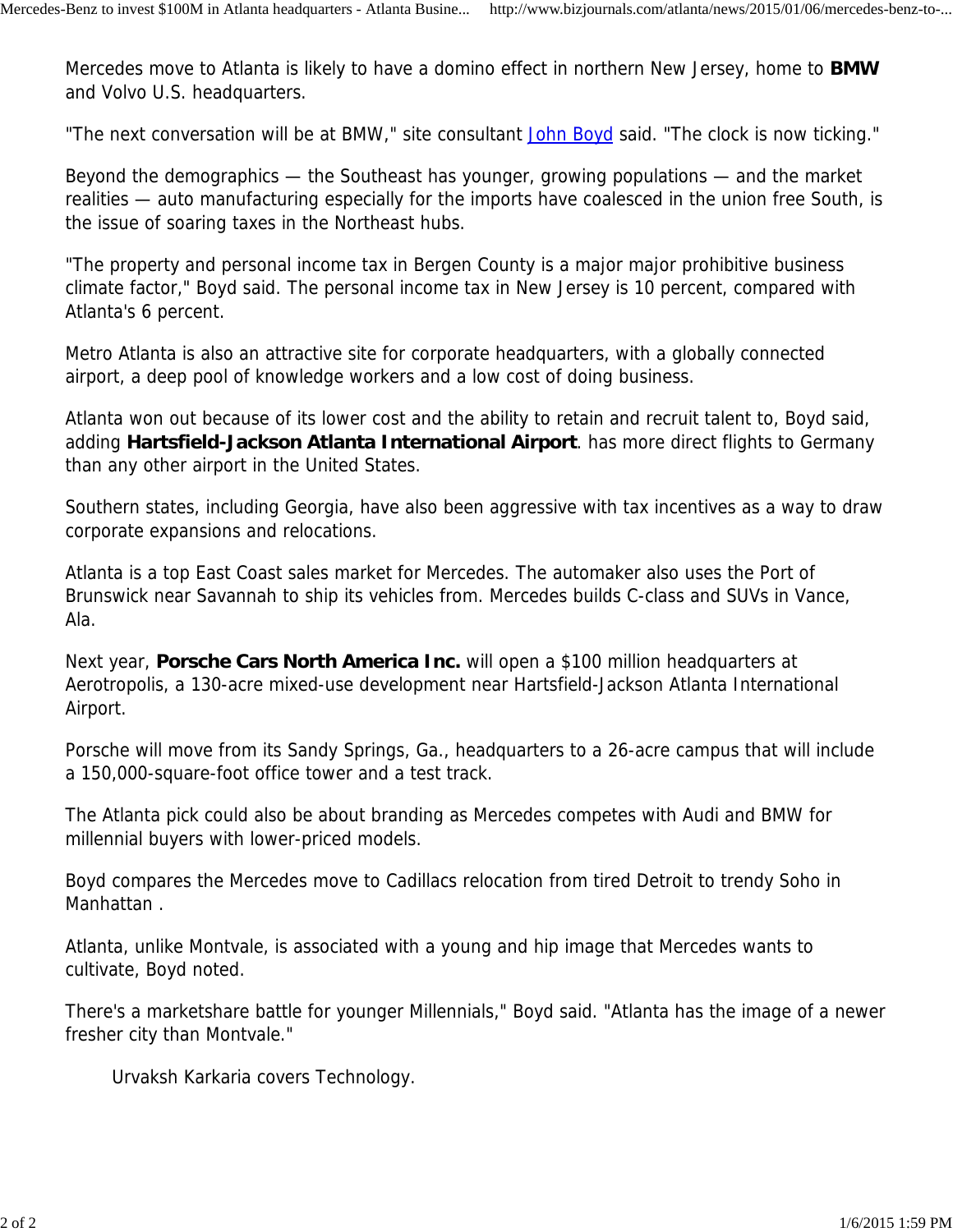Mercedes move to Atlanta is likely to have a domino effect in northern New Jersey, home to **BMW** and Volvo U.S. headquarters.

"The next conversation will be at BMW," site consultant John Boyd said. "The clock is now ticking."

Beyond the demographics — the Southeast has younger, growing populations — and the market realities — auto manufacturing especially for the imports have coalesced in the union free South, is the issue of soaring taxes in the Northeast hubs.

"The property and personal income tax in Bergen County is a major major prohibitive business climate factor," Boyd said. The personal income tax in New Jersey is 10 percent, compared with Atlanta's 6 percent.

Metro Atlanta is also an attractive site for corporate headquarters, with a globally connected airport, a deep pool of knowledge workers and a low cost of doing business.

Atlanta won out because of its lower cost and the ability to retain and recruit talent to, Boyd said, adding **Hartsfield-Jackson Atlanta International Airport**. has more direct flights to Germany than any other airport in the United States.

Southern states, including Georgia, have also been aggressive with tax incentives as a way to draw corporate expansions and relocations.

Atlanta is a top East Coast sales market for Mercedes. The automaker also uses the Port of Brunswick near Savannah to ship its vehicles from. Mercedes builds C-class and SUVs in Vance, Ala.

Next year, **Porsche Cars North America Inc.** will open a $100 million headquarters at Aerotropolis, a 130-acre mixed-use development near Hartsfield-Jackson Atlanta International Airport.

Porsche will move from its Sandy Springs, Ga., headquarters to a 26-acre campus that will include a 150,000-square-foot office tower and a test track.

The Atlanta pick could also be about branding as Mercedes competes with Audi and BMW for millennial buyers with lower-priced models.

Boyd compares the Mercedes move to Cadillacs relocation from tired Detroit to trendy Soho in Manhattan .

Atlanta, unlike Montvale, is associated with a young and hip image that Mercedes wants to cultivate, Boyd noted.

There's a marketshare battle for younger Millennials," Boyd said. "Atlanta has the image of a newer fresher city than Montvale."

Urvaksh Karkaria covers Technology.